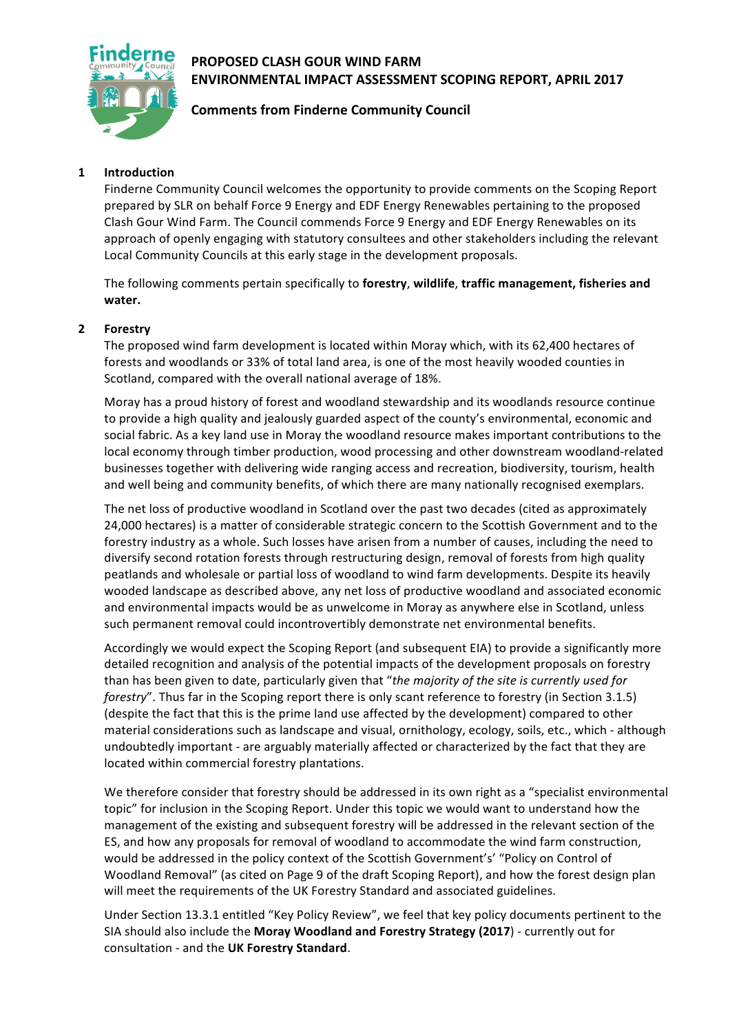# PROPOSED CLASH GOUR WIND FARM
# ENVIRONMENTAL IMPACT ASSESSMENT SCOPING REPORT, APRIL 2017

## Comments from Finderne Community Council

## 1 Introduction

Finderne Community Council welcomes the opportunity to provide comments on the Scoping Report prepared by SLR on behalf Force 9 Energy and EDF Energy Renewables pertaining to the proposed Clash Gour Wind Farm. The Council commends Force 9 Energy and EDF Energy Renewables on its approach of openly engaging with statutory consultees and other stakeholders including the relevant Local Community Councils at this early stage in the development proposals.

The following comments pertain specifically to **forestry**, **wildlife**, **traffic management, fisheries and water.**

## 2 Forestry

The proposed wind farm development is located within Moray which, with its 62,400 hectares of forests and woodlands or 33% of total land area, is one of the most heavily wooded counties in Scotland, compared with the overall national average of 18%.

Moray has a proud history of forest and woodland stewardship and its woodlands resource continue to provide a high quality and jealously guarded aspect of the county's environmental, economic and social fabric. As a key land use in Moray the woodland resource makes important contributions to the local economy through timber production, wood processing and other downstream woodland-related businesses together with delivering wide ranging access and recreation, biodiversity, tourism, health and well being and community benefits, of which there are many nationally recognised exemplars.

The net loss of productive woodland in Scotland over the past two decades (cited as approximately 24,000 hectares) is a matter of considerable strategic concern to the Scottish Government and to the forestry industry as a whole. Such losses have arisen from a number of causes, including the need to diversify second rotation forests through restructuring design, removal of forests from high quality peatlands and wholesale or partial loss of woodland to wind farm developments. Despite its heavily wooded landscape as described above, any net loss of productive woodland and associated economic and environmental impacts would be as unwelcome in Moray as anywhere else in Scotland, unless such permanent removal could incontrovertibly demonstrate net environmental benefits.

Accordingly we would expect the Scoping Report (and subsequent EIA) to provide a significantly more detailed recognition and analysis of the potential impacts of the development proposals on forestry than has been given to date, particularly given that "*the majority of the site is currently used for forestry*". Thus far in the Scoping report there is only scant reference to forestry (in Section 3.1.5) (despite the fact that this is the prime land use affected by the development) compared to other material considerations such as landscape and visual, ornithology, ecology, soils, etc., which - although undoubtedly important - are arguably materially affected or characterized by the fact that they are located within commercial forestry plantations.

We therefore consider that forestry should be addressed in its own right as a "specialist environmental topic" for inclusion in the Scoping Report. Under this topic we would want to understand how the management of the existing and subsequent forestry will be addressed in the relevant section of the ES, and how any proposals for removal of woodland to accommodate the wind farm construction, would be addressed in the policy context of the Scottish Government's' "Policy on Control of Woodland Removal" (as cited on Page 9 of the draft Scoping Report), and how the forest design plan will meet the requirements of the UK Forestry Standard and associated guidelines.

Under Section 13.3.1 entitled "Key Policy Review", we feel that key policy documents pertinent to the SIA should also include the **Moray Woodland and Forestry Strategy (2017)** - currently out for consultation - and the **UK Forestry Standard**.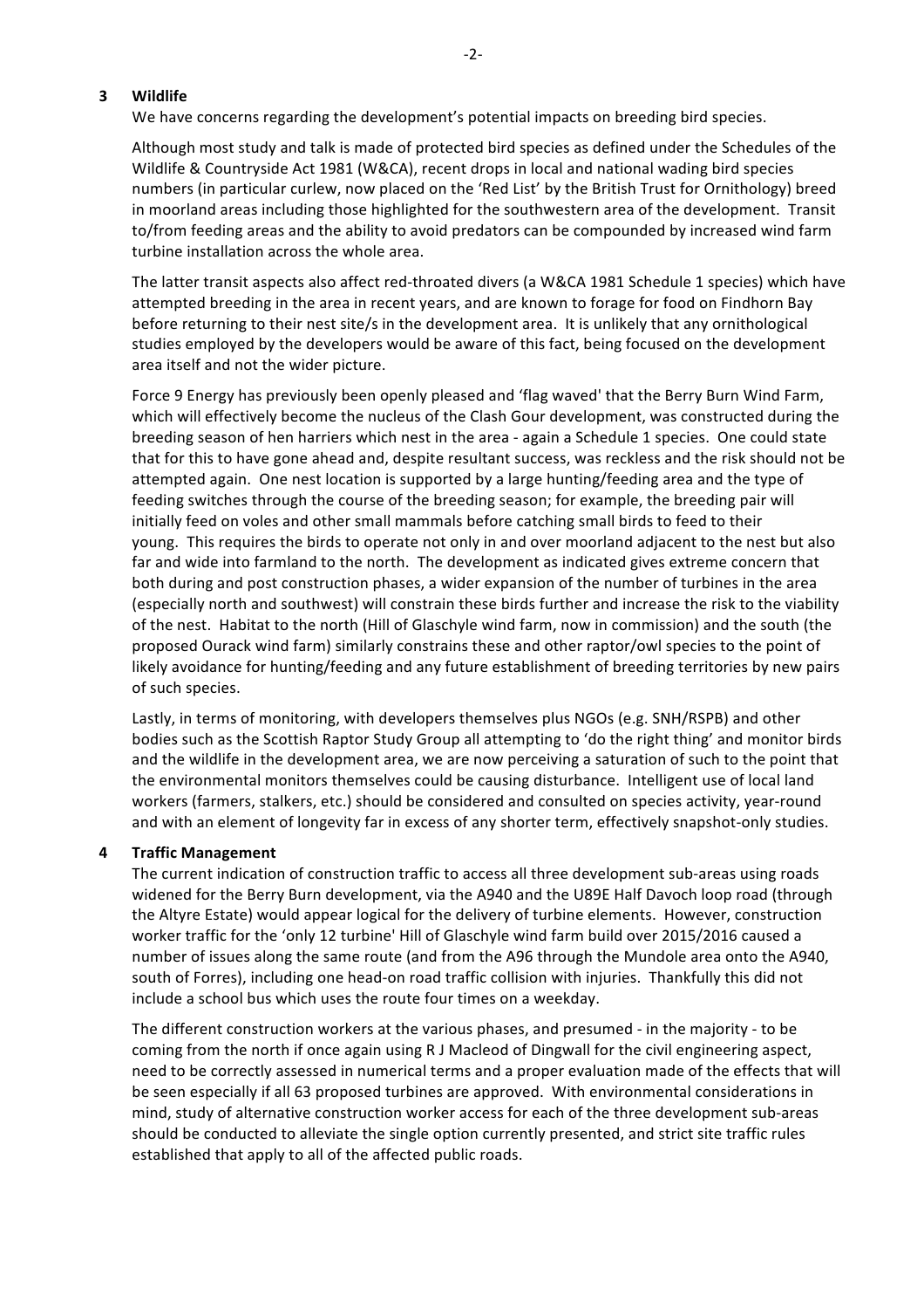## 3 Wildlife

We have concerns regarding the development's potential impacts on breeding bird species.

Although most study and talk is made of protected bird species as defined under the Schedules of the Wildlife & Countryside Act 1981 (W&CA), recent drops in local and national wading bird species numbers (in particular curlew, now placed on the 'Red List' by the British Trust for Ornithology) breed in moorland areas including those highlighted for the southwestern area of the development. Transit to/from feeding areas and the ability to avoid predators can be compounded by increased wind farm turbine installation across the whole area.

The latter transit aspects also affect red-throated divers (a W&CA 1981 Schedule 1 species) which have attempted breeding in the area in recent years, and are known to forage for food on Findhorn Bay before returning to their nest site/s in the development area. It is unlikely that any ornithological studies employed by the developers would be aware of this fact, being focused on the development area itself and not the wider picture.

Force 9 Energy has previously been openly pleased and 'flag waved' that the Berry Burn Wind Farm, which will effectively become the nucleus of the Clash Gour development, was constructed during the breeding season of hen harriers which nest in the area - again a Schedule 1 species. One could state that for this to have gone ahead and, despite resultant success, was reckless and the risk should not be attempted again. One nest location is supported by a large hunting/feeding area and the type of feeding switches through the course of the breeding season; for example, the breeding pair will initially feed on voles and other small mammals before catching small birds to feed to their young. This requires the birds to operate not only in and over moorland adjacent to the nest but also far and wide into farmland to the north. The development as indicated gives extreme concern that both during and post construction phases, a wider expansion of the number of turbines in the area (especially north and southwest) will constrain these birds further and increase the risk to the viability of the nest. Habitat to the north (Hill of Glaschyle wind farm, now in commission) and the south (the proposed Ourack wind farm) similarly constrains these and other raptor/owl species to the point of likely avoidance for hunting/feeding and any future establishment of breeding territories by new pairs of such species.

Lastly, in terms of monitoring, with developers themselves plus NGOs (e.g. SNH/RSPB) and other bodies such as the Scottish Raptor Study Group all attempting to 'do the right thing' and monitor birds and the wildlife in the development area, we are now perceiving a saturation of such to the point that the environmental monitors themselves could be causing disturbance. Intelligent use of local land workers (farmers, stalkers, etc.) should be considered and consulted on species activity, year-round and with an element of longevity far in excess of any shorter term, effectively snapshot-only studies.

## 4 Traffic Management

The current indication of construction traffic to access all three development sub-areas using roads widened for the Berry Burn development, via the A940 and the U89E Half Davoch loop road (through the Altyre Estate) would appear logical for the delivery of turbine elements. However, construction worker traffic for the 'only 12 turbine' Hill of Glaschyle wind farm build over 2015/2016 caused a number of issues along the same route (and from the A96 through the Mundole area onto the A940, south of Forres), including one head-on road traffic collision with injuries. Thankfully this did not include a school bus which uses the route four times on a weekday.

The different construction workers at the various phases, and presumed - in the majority - to be coming from the north if once again using R J Macleod of Dingwall for the civil engineering aspect, need to be correctly assessed in numerical terms and a proper evaluation made of the effects that will be seen especially if all 63 proposed turbines are approved. With environmental considerations in mind, study of alternative construction worker access for each of the three development sub-areas should be conducted to alleviate the single option currently presented, and strict site traffic rules established that apply to all of the affected public roads.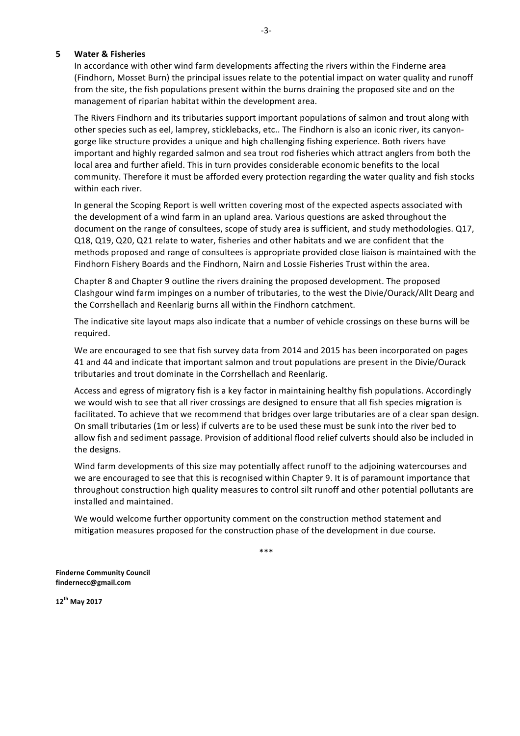## 5 Water & Fisheries

In accordance with other wind farm developments affecting the rivers within the Finderne area (Findhorn, Mosset Burn) the principal issues relate to the potential impact on water quality and runoff from the site, the fish populations present within the burns draining the proposed site and on the management of riparian habitat within the development area.

The Rivers Findhorn and its tributaries support important populations of salmon and trout along with other species such as eel, lamprey, sticklebacks, etc.. The Findhorn is also an iconic river, its canyon-gorge like structure provides a unique and high challenging fishing experience. Both rivers have important and highly regarded salmon and sea trout rod fisheries which attract anglers from both the local area and further afield. This in turn provides considerable economic benefits to the local community. Therefore it must be afforded every protection regarding the water quality and fish stocks within each river.

In general the Scoping Report is well written covering most of the expected aspects associated with the development of a wind farm in an upland area. Various questions are asked throughout the document on the range of consultees, scope of study area is sufficient, and study methodologies. Q17, Q18, Q19, Q20, Q21 relate to water, fisheries and other habitats and we are confident that the methods proposed and range of consultees is appropriate provided close liaison is maintained with the Findhorn Fishery Boards and the Findhorn, Nairn and Lossie Fisheries Trust within the area.

Chapter 8 and Chapter 9 outline the rivers draining the proposed development. The proposed Clashgour wind farm impinges on a number of tributaries, to the west the Divie/Ourack/Allt Dearg and the Corrshellach and Reenlarig burns all within the Findhorn catchment.

The indicative site layout maps also indicate that a number of vehicle crossings on these burns will be required.

We are encouraged to see that fish survey data from 2014 and 2015 has been incorporated on pages 41 and 44 and indicate that important salmon and trout populations are present in the Divie/Ourack tributaries and trout dominate in the Corrshellach and Reenlarig.

Access and egress of migratory fish is a key factor in maintaining healthy fish populations. Accordingly we would wish to see that all river crossings are designed to ensure that all fish species migration is facilitated. To achieve that we recommend that bridges over large tributaries are of a clear span design. On small tributaries (1m or less) if culverts are to be used these must be sunk into the river bed to allow fish and sediment passage. Provision of additional flood relief culverts should also be included in the designs.

Wind farm developments of this size may potentially affect runoff to the adjoining watercourses and we are encouraged to see that this is recognised within Chapter 9. It is of paramount importance that throughout construction high quality measures to control silt runoff and other potential pollutants are installed and maintained.

We would welcome further opportunity comment on the construction method statement and mitigation measures proposed for the construction phase of the development in due course.

\*\*\*

**Finderne Community Council**
**findernecc@gmail.com**

**12th May 2017**